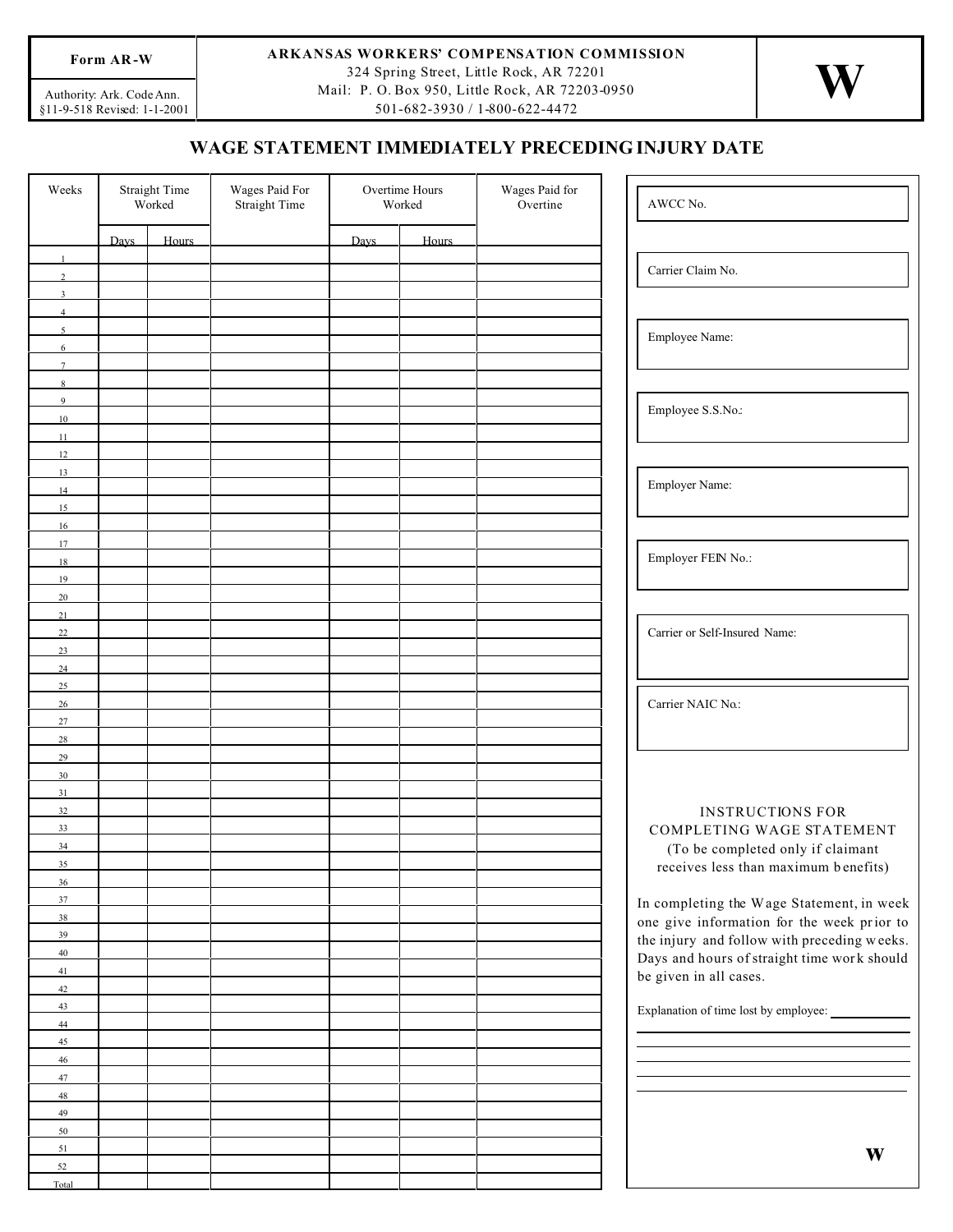| Form AR-W | ARKANSAS WORKERS' COMPENSATION COMMISSION | W |
|---|---|---|
| Authority: Ark. Code Ann. §11-9-518 Revised: 1-1-2001 | 324 Spring Street, Little Rock, AR 72201<br>Mail: P. O. Box 950, Little Rock, AR 72203-0950<br>501-682-3930 / 1-800-622-4472 | |

# WAGE STATEMENT IMMEDIATELY PRECEDING INJURY DATE

| Weeks | Straight Time Worked | | Wages Paid For Straight Time | Overtime Hours Worked | | Wages Paid for Overtine |
|---|---|---|---|---|---|---|
| | Days | Hours | | Days | Hours | |
| 1 | | | | | | |
| 2 | | | | | | |
| 3 | | | | | | |
| 4 | | | | | | |
| 5 | | | | | | |
| 6 | | | | | | |
| 7 | | | | | | |
| 8 | | | | | | |
| 9 | | | | | | |
| 10 | | | | | | |
| 11 | | | | | | |
| 12 | | | | | | |
| 13 | | | | | | |
| 14 | | | | | | |
| 15 | | | | | | |
| 16 | | | | | | |
| 17 | | | | | | |
| 18 | | | | | | |
| 19 | | | | | | |
| 20 | | | | | | |
| 21 | | | | | | |
| 22 | | | | | | |
| 23 | | | | | | |
| 24 | | | | | | |
| 25 | | | | | | |
| 26 | | | | | | |
| 27 | | | | | | |
| 28 | | | | | | |
| 29 | | | | | | |
| 30 | | | | | | |
| 31 | | | | | | |
| 32 | | | | | | |
| 33 | | | | | | |
| 34 | | | | | | |
| 35 | | | | | | |
| 36 | | | | | | |
| 37 | | | | | | |
| 38 | | | | | | |
| 39 | | | | | | |
| 40 | | | | | | |
| 41 | | | | | | |
| 42 | | | | | | |
| 43 | | | | | | |
| 44 | | | | | | |
| 45 | | | | | | |
| 46 | | | | | | |
| 47 | | | | | | |
| 48 | | | | | | |
| 49 | | | | | | |
| 50 | | | | | | |
| 51 | | | | | | |
| 52 | | | | | | |
| Total | | | | | | |

AWCC No.

Carrier Claim No.

Employee Name:

Employee S.S.No.:

Employer Name:

Employer FEIN No.:

Carrier or Self-Insured Name:

Carrier NAIC No.:

INSTRUCTIONS FOR COMPLETING WAGE STATEMENT
(To be completed only if claimant receives less than maximum benefits)

In completing the Wage Statement, in week one give information for the week prior to the injury and follow with preceding weeks. Days and hours of straight time work should be given in all cases.

Explanation of time lost by employee: ______________

W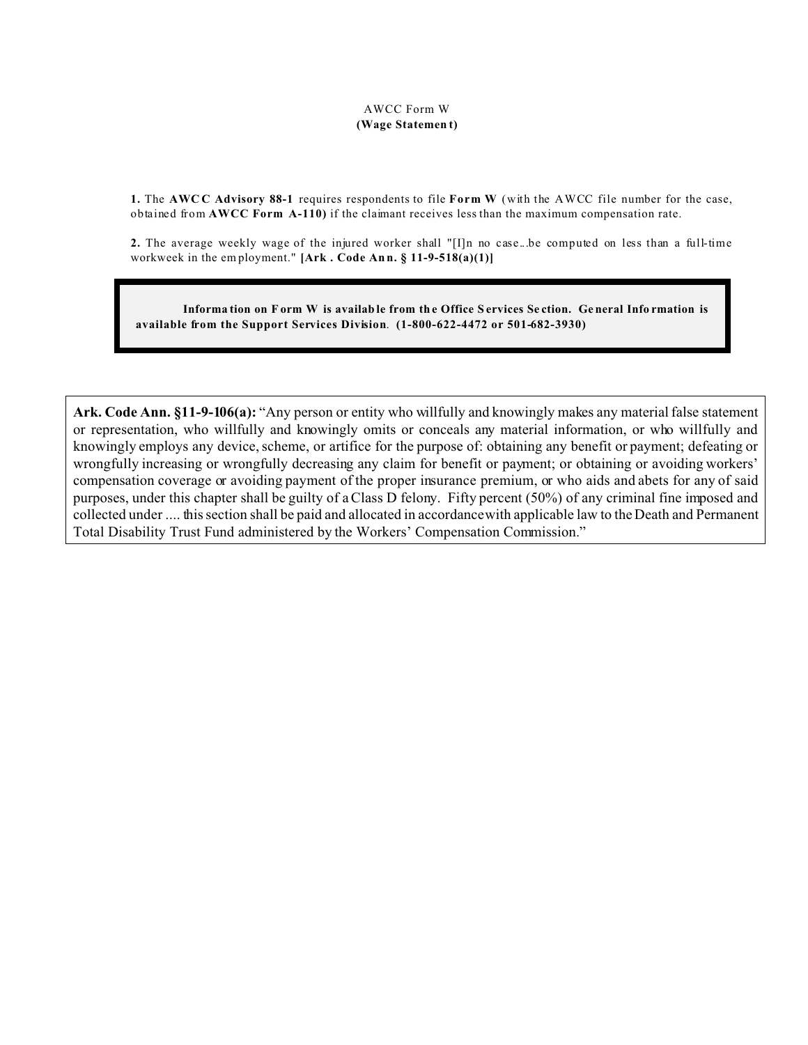AWCC Form W
**(Wage Statement)**

**1.** The **AWCC Advisory 88-1** requires respondents to file **Form W** (with the AWCC file number for the case, obtained from **AWCC Form A-110)** if the claimant receives less than the maximum compensation rate.

**2.** The average weekly wage of the injured worker shall "[I]n no case...be computed on less than a full-time workweek in the employment." **[Ark. Code Ann. § 11-9-518(a)(1)]**

> **Information on Form W is available from the Office Services Section. General Information is available from the Support Services Division**. **(1-800-622-4472 or 501-682-3930)**

**Ark. Code Ann. §11-9-106(a):** "Any person or entity who willfully and knowingly makes any material false statement or representation, who willfully and knowingly omits or conceals any material information, or who willfully and knowingly employs any device, scheme, or artifice for the purpose of: obtaining any benefit or payment; defeating or wrongfully increasing or wrongfully decreasing any claim for benefit or payment; or obtaining or avoiding workers' compensation coverage or avoiding payment of the proper insurance premium, or who aids and abets for any of said purposes, under this chapter shall be guilty of a Class D felony. Fifty percent (50%) of any criminal fine imposed and collected under .... this section shall be paid and allocated in accordance with applicable law to the Death and Permanent Total Disability Trust Fund administered by the Workers' Compensation Commission."